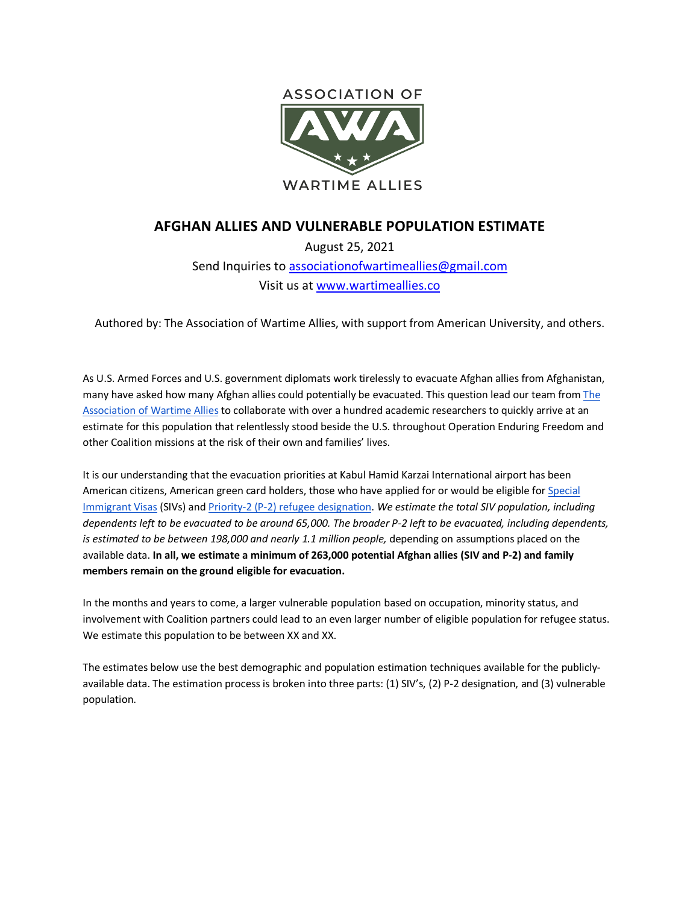ASSOCIATION OF

AWA

WARTIME ALLIES

# AFGHAN ALLIES AND VULNERABLE POPULATION ESTIMATE

August 25, 2021

Send Inquiries to [associationofwartimeallies@gmail.com](mailto:associationofwartimeallies@gmail.com)

Visit us at [www.wartimeallies.co](http://www.wartimeallies.co)

Authored by: The Association of Wartime Allies, with support from American University, and others.

As U.S. Armed Forces and U.S. government diplomats work tirelessly to evacuate Afghan allies from Afghanistan, many have asked how many Afghan allies could potentially be evacuated. This question lead our team from The Association of Wartime Allies to collaborate with over a hundred academic researchers to quickly arrive at an estimate for this population that relentlessly stood beside the U.S. throughout Operation Enduring Freedom and other Coalition missions at the risk of their own and families' lives.

It is our understanding that the evacuation priorities at Kabul Hamid Karzai International airport has been American citizens, American green card holders, those who have applied for or would be eligible for Special Immigrant Visas (SIVs) and Priority-2 (P-2) refugee designation. *We estimate the total SIV population, including dependents left to be evacuated to be around 65,000. The broader P-2 left to be evacuated, including dependents, is estimated to be between 198,000 and nearly 1.1 million people,* depending on assumptions placed on the available data. **In all, we estimate a minimum of 263,000 potential Afghan allies (SIV and P-2) and family members remain on the ground eligible for evacuation.**

In the months and years to come, a larger vulnerable population based on occupation, minority status, and involvement with Coalition partners could lead to an even larger number of eligible population for refugee status. We estimate this population to be between XX and XX.

The estimates below use the best demographic and population estimation techniques available for the publicly-available data. The estimation process is broken into three parts: (1) SIV's, (2) P-2 designation, and (3) vulnerable population.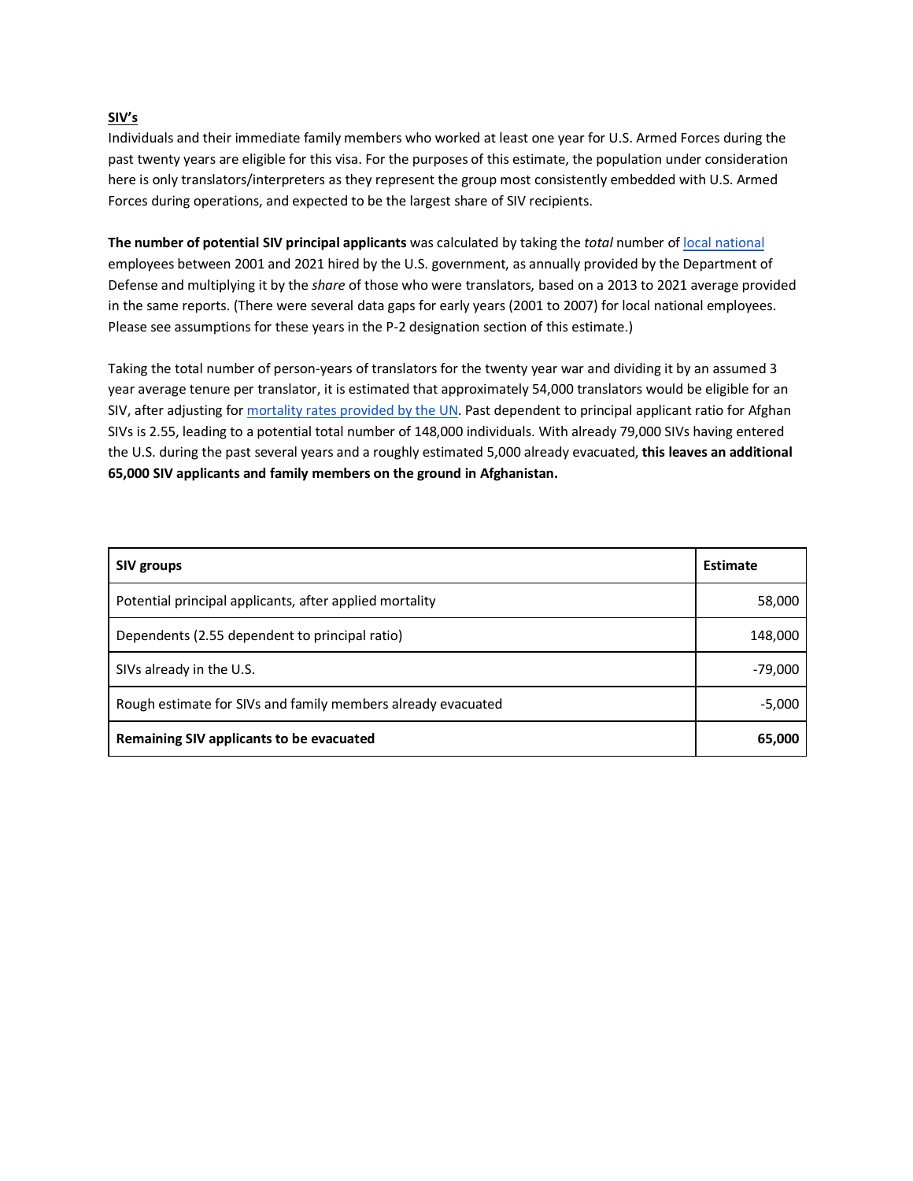**SIV's**

Individuals and their immediate family members who worked at least one year for U.S. Armed Forces during the past twenty years are eligible for this visa. For the purposes of this estimate, the population under consideration here is only translators/interpreters as they represent the group most consistently embedded with U.S. Armed Forces during operations, and expected to be the largest share of SIV recipients.

**The number of potential SIV principal applicants** was calculated by taking the *total* number of local national employees between 2001 and 2021 hired by the U.S. government, as annually provided by the Department of Defense and multiplying it by the *share* of those who were translators, based on a 2013 to 2021 average provided in the same reports. (There were several data gaps for early years (2001 to 2007) for local national employees. Please see assumptions for these years in the P-2 designation section of this estimate.)

Taking the total number of person-years of translators for the twenty year war and dividing it by an assumed 3 year average tenure per translator, it is estimated that approximately 54,000 translators would be eligible for an SIV, after adjusting for mortality rates provided by the UN. Past dependent to principal applicant ratio for Afghan SIVs is 2.55, leading to a potential total number of 148,000 individuals. With already 79,000 SIVs having entered the U.S. during the past several years and a roughly estimated 5,000 already evacuated, **this leaves an additional 65,000 SIV applicants and family members on the ground in Afghanistan.**

| SIV groups | Estimate |
|---|---:|
| Potential principal applicants, after applied mortality | 58,000 |
| Dependents (2.55 dependent to principal ratio) | 148,000 |
| SIVs already in the U.S. | -79,000 |
| Rough estimate for SIVs and family members already evacuated | -5,000 |
| **Remaining SIV applicants to be evacuated** | **65,000** |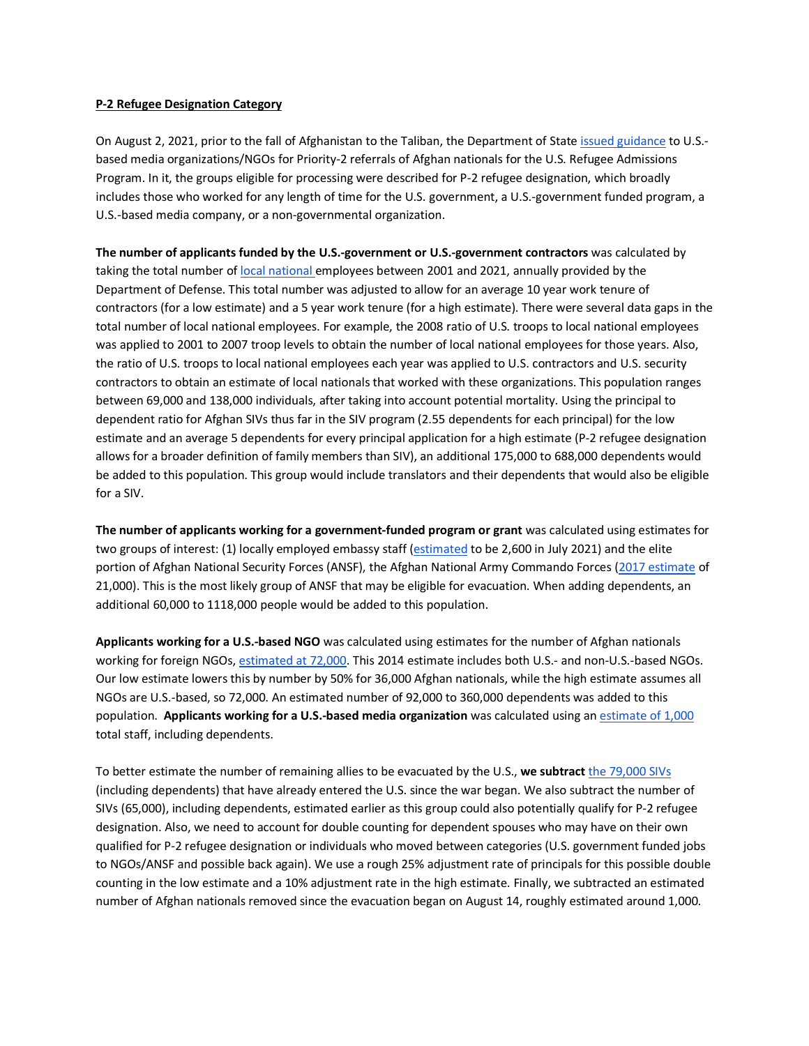**P-2 Refugee Designation Category**

On August 2, 2021, prior to the fall of Afghanistan to the Taliban, the Department of State issued guidance to U.S.-based media organizations/NGOs for Priority-2 referrals of Afghan nationals for the U.S. Refugee Admissions Program. In it, the groups eligible for processing were described for P-2 refugee designation, which broadly includes those who worked for any length of time for the U.S. government, a U.S.-government funded program, a U.S.-based media company, or a non-governmental organization.

**The number of applicants funded by the U.S.-government or U.S.-government contractors** was calculated by taking the total number of local national employees between 2001 and 2021, annually provided by the Department of Defense. This total number was adjusted to allow for an average 10 year work tenure of contractors (for a low estimate) and a 5 year work tenure (for a high estimate). There were several data gaps in the total number of local national employees. For example, the 2008 ratio of U.S. troops to local national employees was applied to 2001 to 2007 troop levels to obtain the number of local national employees for those years. Also, the ratio of U.S. troops to local national employees each year was applied to U.S. contractors and U.S. security contractors to obtain an estimate of local nationals that worked with these organizations. This population ranges between 69,000 and 138,000 individuals, after taking into account potential mortality. Using the principal to dependent ratio for Afghan SIVs thus far in the SIV program (2.55 dependents for each principal) for the low estimate and an average 5 dependents for every principal application for a high estimate (P-2 refugee designation allows for a broader definition of family members than SIV), an additional 175,000 to 688,000 dependents would be added to this population. This group would include translators and their dependents that would also be eligible for a SIV.

**The number of applicants working for a government-funded program or grant** was calculated using estimates for two groups of interest: (1) locally employed embassy staff (estimated to be 2,600 in July 2021) and the elite portion of Afghan National Security Forces (ANSF), the Afghan National Army Commando Forces (2017 estimate of 21,000). This is the most likely group of ANSF that may be eligible for evacuation. When adding dependents, an additional 60,000 to 1118,000 people would be added to this population.

**Applicants working for a U.S.-based NGO** was calculated using estimates for the number of Afghan nationals working for foreign NGOs, estimated at 72,000. This 2014 estimate includes both U.S.- and non-U.S.-based NGOs. Our low estimate lowers this by number by 50% for 36,000 Afghan nationals, while the high estimate assumes all NGOs are U.S.-based, so 72,000. An estimated number of 92,000 to 360,000 dependents was added to this population. **Applicants working for a U.S.-based media organization** was calculated using an estimate of 1,000 total staff, including dependents.

To better estimate the number of remaining allies to be evacuated by the U.S., **we subtract** the 79,000 SIVs (including dependents) that have already entered the U.S. since the war began. We also subtract the number of SIVs (65,000), including dependents, estimated earlier as this group could also potentially qualify for P-2 refugee designation. Also, we need to account for double counting for dependent spouses who may have on their own qualified for P-2 refugee designation or individuals who moved between categories (U.S. government funded jobs to NGOs/ANSF and possible back again). We use a rough 25% adjustment rate of principals for this possible double counting in the low estimate and a 10% adjustment rate in the high estimate. Finally, we subtracted an estimated number of Afghan nationals removed since the evacuation began on August 14, roughly estimated around 1,000.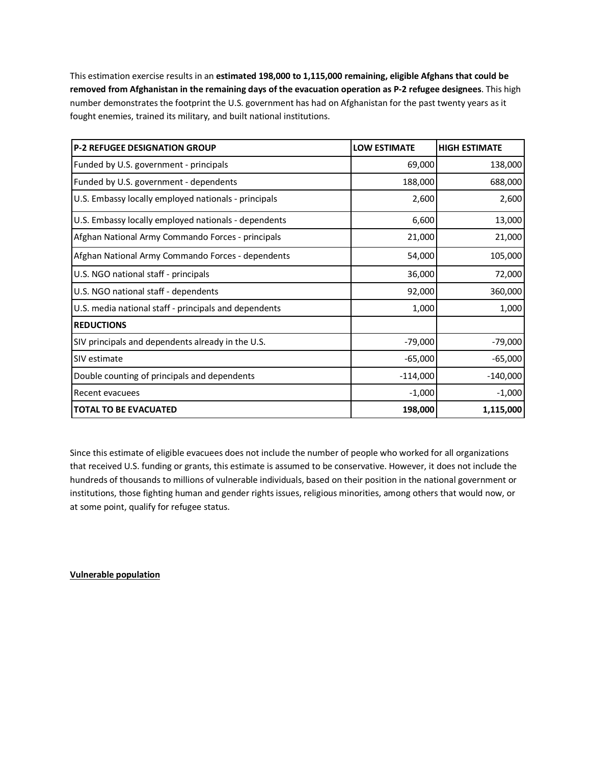This estimation exercise results in an **estimated 198,000 to 1,115,000 remaining, eligible Afghans that could be removed from Afghanistan in the remaining days of the evacuation operation as P-2 refugee designees**. This high number demonstrates the footprint the U.S. government has had on Afghanistan for the past twenty years as it fought enemies, trained its military, and built national institutions.

| **P-2 REFUGEE DESIGNATION GROUP** | **LOW ESTIMATE** | **HIGH ESTIMATE** |
|---|---|---|
| Funded by U.S. government - principals | 69,000 | 138,000 |
| Funded by U.S. government - dependents | 188,000 | 688,000 |
| U.S. Embassy locally employed nationals - principals | 2,600 | 2,600 |
| U.S. Embassy locally employed nationals - dependents | 6,600 | 13,000 |
| Afghan National Army Commando Forces - principals | 21,000 | 21,000 |
| Afghan National Army Commando Forces - dependents | 54,000 | 105,000 |
| U.S. NGO national staff - principals | 36,000 | 72,000 |
| U.S. NGO national staff - dependents | 92,000 | 360,000 |
| U.S. media national staff - principals and dependents | 1,000 | 1,000 |
| **REDUCTIONS** | | |
| SIV principals and dependents already in the U.S. | -79,000 | -79,000 |
| SIV estimate | -65,000 | -65,000 |
| Double counting of principals and dependents | -114,000 | -140,000 |
| Recent evacuees | -1,000 | -1,000 |
| **TOTAL TO BE EVACUATED** | **198,000** | **1,115,000** |

Since this estimate of eligible evacuees does not include the number of people who worked for all organizations that received U.S. funding or grants, this estimate is assumed to be conservative. However, it does not include the hundreds of thousands to millions of vulnerable individuals, based on their position in the national government or institutions, those fighting human and gender rights issues, religious minorities, among others that would now, or at some point, qualify for refugee status.

**Vulnerable population**